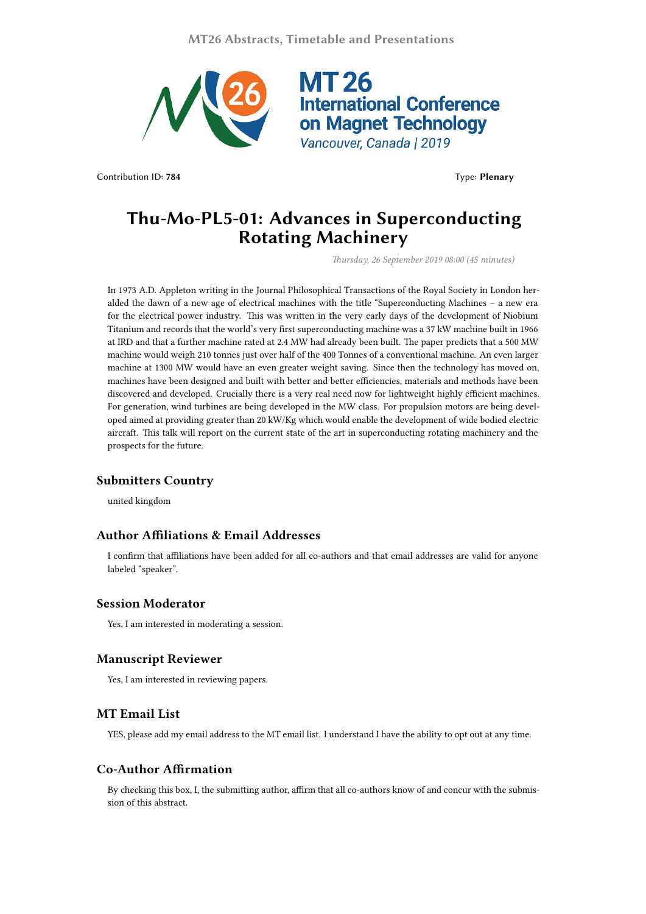Contribution ID: **784**

Type: **Plenary**

# Thu-Mo-PL5-01: Advances in Superconducting Rotating Machinery

*Thursday, 26 September 2019 08:00 (45 minutes)*

In 1973 A.D. Appleton writing in the Journal Philosophical Transactions of the Royal Society in London heralded the dawn of a new age of electrical machines with the title "Superconducting Machines – a new era for the electrical power industry. This was written in the very early days of the development of Niobium Titanium and records that the world's very first superconducting machine was a 37 kW machine built in 1966 at IRD and that a further machine rated at 2.4 MW had already been built. The paper predicts that a 500 MW machine would weigh 210 tonnes just over half of the 400 Tonnes of a conventional machine. An even larger machine at 1300 MW would have an even greater weight saving. Since then the technology has moved on, machines have been designed and built with better and better efficiencies, materials and methods have been discovered and developed. Crucially there is a very real need now for lightweight highly efficient machines. For generation, wind turbines are being developed in the MW class. For propulsion motors are being developed aimed at providing greater than 20 kW/Kg which would enable the development of wide bodied electric aircraft. This talk will report on the current state of the art in superconducting rotating machinery and the prospects for the future.

## Submitters Country

united kingdom

## Author Affiliations & Email Addresses

I confirm that affiliations have been added for all co-authors and that email addresses are valid for anyone labeled "speaker".

## Session Moderator

Yes, I am interested in moderating a session.

## Manuscript Reviewer

Yes, I am interested in reviewing papers.

## MT Email List

YES, please add my email address to the MT email list. I understand I have the ability to opt out at any time.

## Co-Author Affirmation

By checking this box, I, the submitting author, affirm that all co-authors know of and concur with the submission of this abstract.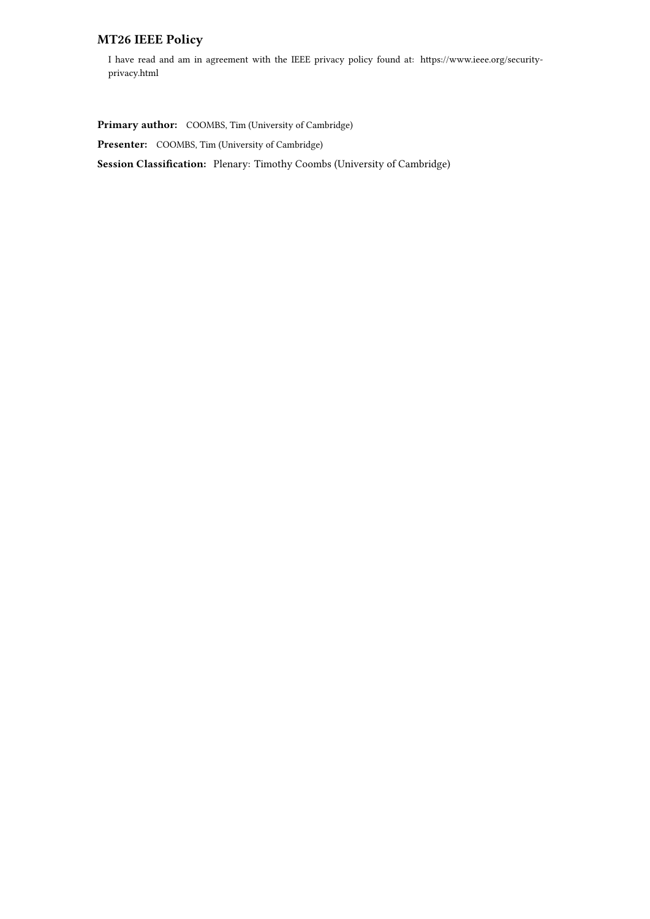### MT26 IEEE Policy

I have read and am in agreement with the IEEE privacy policy found at: https://www.ieee.org/security-privacy.html

**Primary author:** COOMBS, Tim (University of Cambridge)

**Presenter:** COOMBS, Tim (University of Cambridge)

**Session Classification:** Plenary: Timothy Coombs (University of Cambridge)